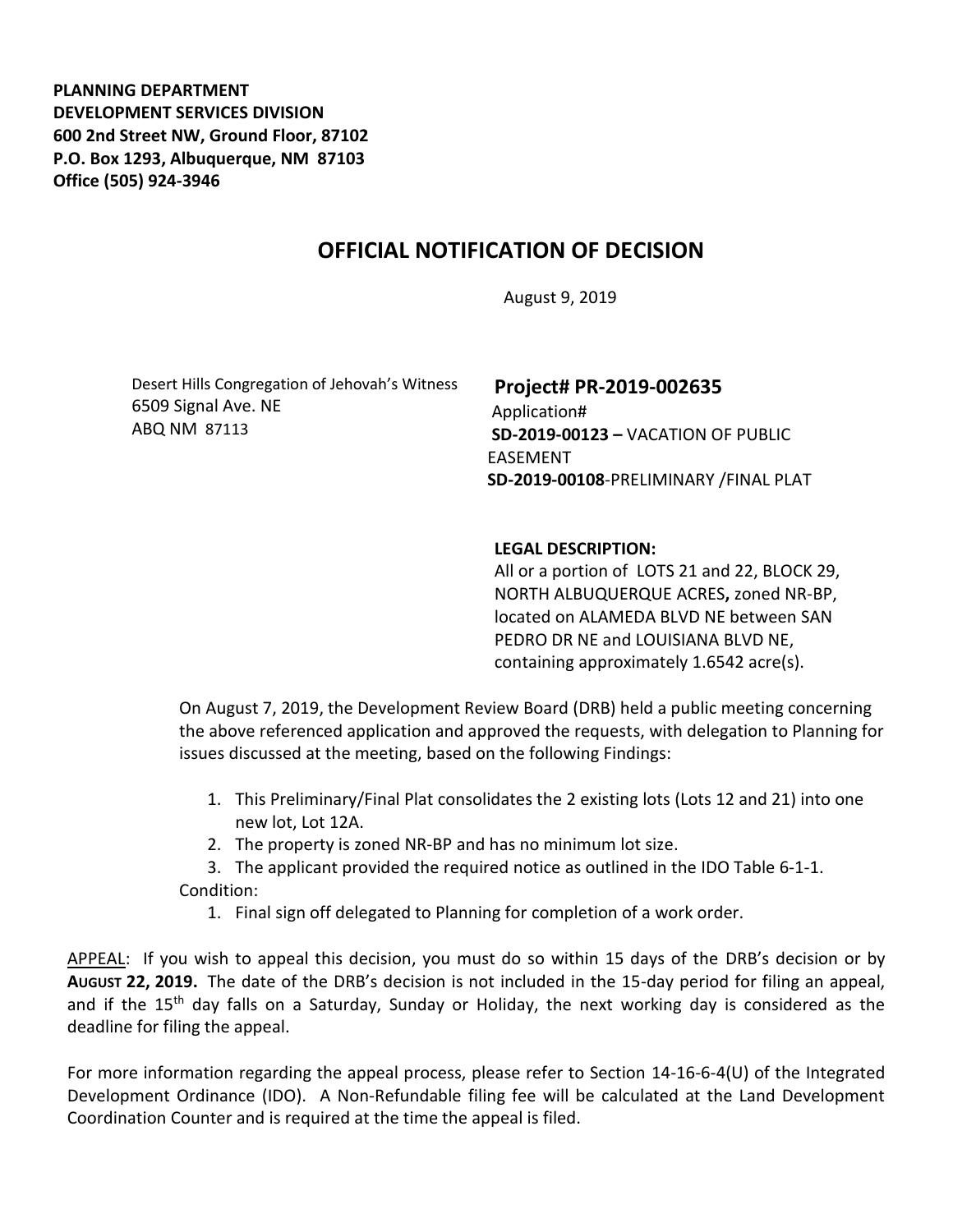**PLANNING DEPARTMENT**
**DEVELOPMENT SERVICES DIVISION**
**600 2nd Street NW, Ground Floor, 87102**
**P.O. Box 1293, Albuquerque, NM 87103**
**Office (505) 924-3946**

# OFFICIAL NOTIFICATION OF DECISION

August 9, 2019

Desert Hills Congregation of Jehovah's Witness
6509 Signal Ave. NE
ABQ NM 87113

**Project# PR-2019-002635**
Application#
**SD-2019-00123 –** VACATION OF PUBLIC EASEMENT
**SD-2019-00108**-PRELIMINARY /FINAL PLAT

**LEGAL DESCRIPTION:**
All or a portion of LOTS 21 and 22, BLOCK 29, NORTH ALBUQUERQUE ACRES**,** zoned NR-BP, located on ALAMEDA BLVD NE between SAN PEDRO DR NE and LOUISIANA BLVD NE, containing approximately 1.6542 acre(s).

On August 7, 2019, the Development Review Board (DRB) held a public meeting concerning the above referenced application and approved the requests, with delegation to Planning for issues discussed at the meeting, based on the following Findings:

1. This Preliminary/Final Plat consolidates the 2 existing lots (Lots 12 and 21) into one new lot, Lot 12A.
2. The property is zoned NR-BP and has no minimum lot size.
3. The applicant provided the required notice as outlined in the IDO Table 6-1-1.

Condition:

1. Final sign off delegated to Planning for completion of a work order.

APPEAL: If you wish to appeal this decision, you must do so within 15 days of the DRB's decision or by **AUGUST 22, 2019.** The date of the DRB's decision is not included in the 15-day period for filing an appeal, and if the 15th day falls on a Saturday, Sunday or Holiday, the next working day is considered as the deadline for filing the appeal.

For more information regarding the appeal process, please refer to Section 14-16-6-4(U) of the Integrated Development Ordinance (IDO). A Non-Refundable filing fee will be calculated at the Land Development Coordination Counter and is required at the time the appeal is filed.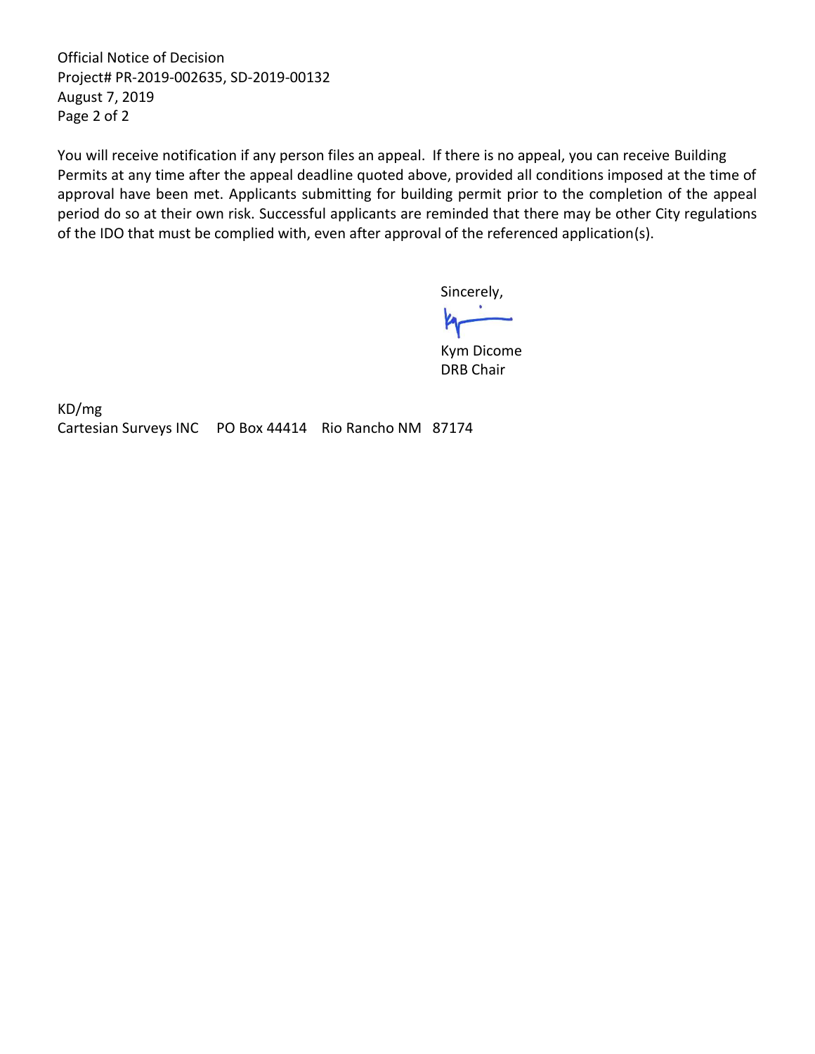You will receive notification if any person files an appeal. If there is no appeal, you can receive Building Permits at any time after the appeal deadline quoted above, provided all conditions imposed at the time of approval have been met. Applicants submitting for building permit prior to the completion of the appeal period do so at their own risk. Successful applicants are reminded that there may be other City regulations of the IDO that must be complied with, even after approval of the referenced application(s).

Sincerely,

Kym Dicome
DRB Chair

KD/mg
Cartesian Surveys INC PO Box 44414 Rio Rancho NM 87174